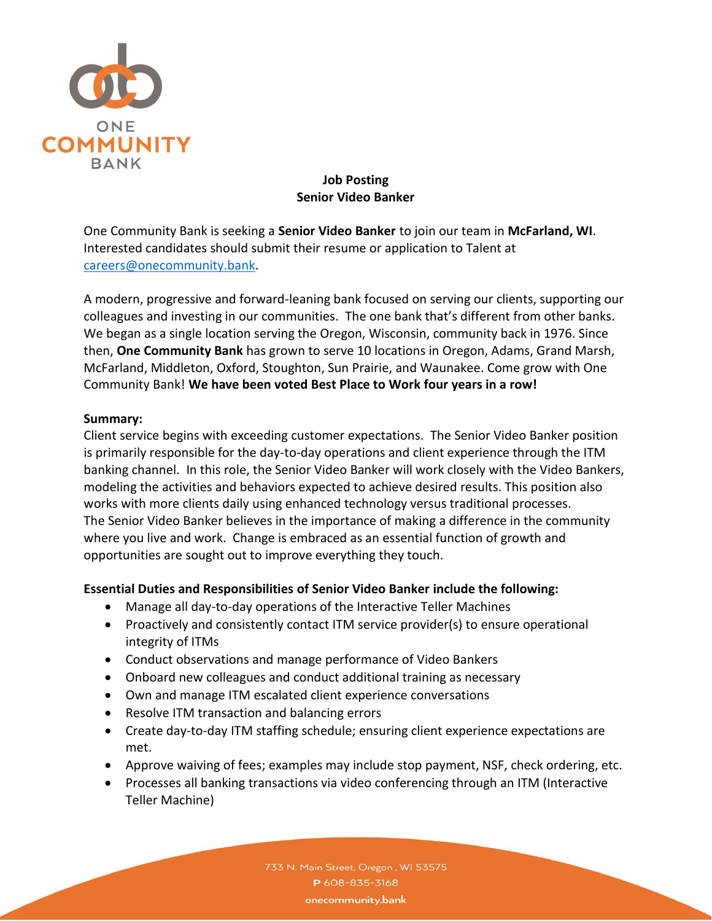# Job Posting
## Senior Video Banker

One Community Bank is seeking a **Senior Video Banker** to join our team in **McFarland, WI**. Interested candidates should submit their resume or application to Talent at careers@onecommunity.bank.

A modern, progressive and forward-leaning bank focused on serving our clients, supporting our colleagues and investing in our communities. The one bank that's different from other banks. We began as a single location serving the Oregon, Wisconsin, community back in 1976. Since then, **One Community Bank** has grown to serve 10 locations in Oregon, Adams, Grand Marsh, McFarland, Middleton, Oxford, Stoughton, Sun Prairie, and Waunakee. Come grow with One Community Bank! **We have been voted Best Place to Work four years in a row!**

**Summary:**

Client service begins with exceeding customer expectations. The Senior Video Banker position is primarily responsible for the day-to-day operations and client experience through the ITM banking channel. In this role, the Senior Video Banker will work closely with the Video Bankers, modeling the activities and behaviors expected to achieve desired results. This position also works with more clients daily using enhanced technology versus traditional processes. The Senior Video Banker believes in the importance of making a difference in the community where you live and work. Change is embraced as an essential function of growth and opportunities are sought out to improve everything they touch.

**Essential Duties and Responsibilities of Senior Video Banker include the following:**

- Manage all day-to-day operations of the Interactive Teller Machines
- Proactively and consistently contact ITM service provider(s) to ensure operational integrity of ITMs
- Conduct observations and manage performance of Video Bankers
- Onboard new colleagues and conduct additional training as necessary
- Own and manage ITM escalated client experience conversations
- Resolve ITM transaction and balancing errors
- Create day-to-day ITM staffing schedule; ensuring client experience expectations are met.
- Approve waiving of fees; examples may include stop payment, NSF, check ordering, etc.
- Processes all banking transactions via video conferencing through an ITM (Interactive Teller Machine)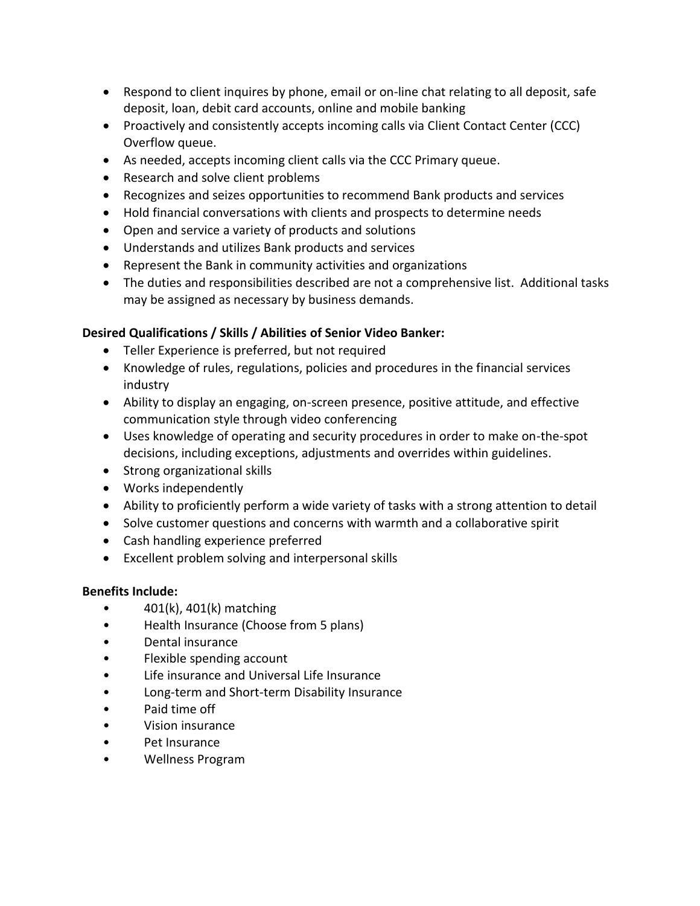- Respond to client inquires by phone, email or on-line chat relating to all deposit, safe deposit, loan, debit card accounts, online and mobile banking
- Proactively and consistently accepts incoming calls via Client Contact Center (CCC) Overflow queue.
- As needed, accepts incoming client calls via the CCC Primary queue.
- Research and solve client problems
- Recognizes and seizes opportunities to recommend Bank products and services
- Hold financial conversations with clients and prospects to determine needs
- Open and service a variety of products and solutions
- Understands and utilizes Bank products and services
- Represent the Bank in community activities and organizations
- The duties and responsibilities described are not a comprehensive list. Additional tasks may be assigned as necessary by business demands.

**Desired Qualifications / Skills / Abilities of Senior Video Banker:**

- Teller Experience is preferred, but not required
- Knowledge of rules, regulations, policies and procedures in the financial services industry
- Ability to display an engaging, on-screen presence, positive attitude, and effective communication style through video conferencing
- Uses knowledge of operating and security procedures in order to make on-the-spot decisions, including exceptions, adjustments and overrides within guidelines.
- Strong organizational skills
- Works independently
- Ability to proficiently perform a wide variety of tasks with a strong attention to detail
- Solve customer questions and concerns with warmth and a collaborative spirit
- Cash handling experience preferred
- Excellent problem solving and interpersonal skills

**Benefits Include:**

- 401(k), 401(k) matching
- Health Insurance (Choose from 5 plans)
- Dental insurance
- Flexible spending account
- Life insurance and Universal Life Insurance
- Long-term and Short-term Disability Insurance
- Paid time off
- Vision insurance
- Pet Insurance
- Wellness Program